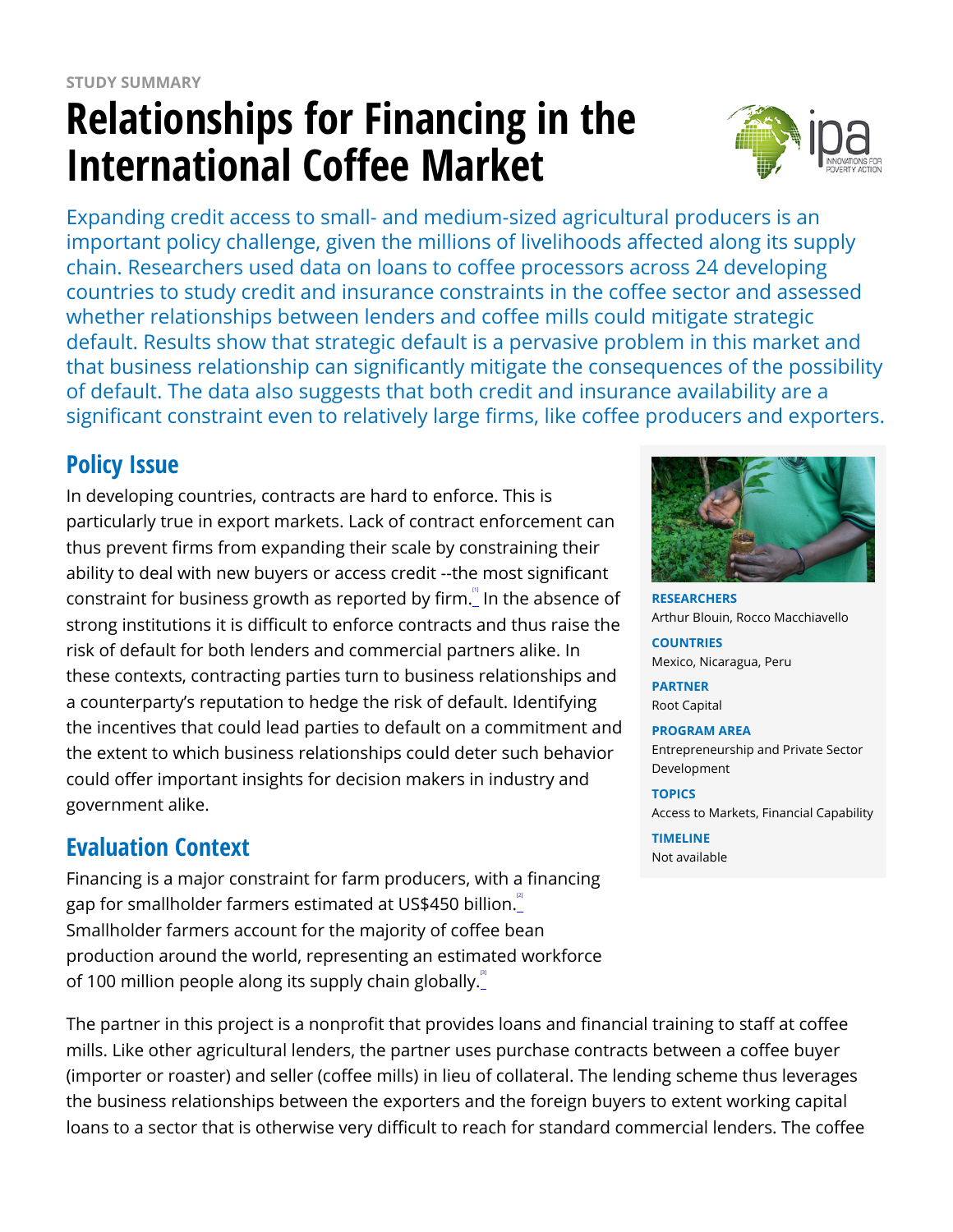STUDY SUMMARY

# Relationships for Financing in the International Coffee Market

Expanding credit access to small- and medium-sized agricultural producers is an important policy challenge, given the millions of livelihoods affected along its supply chain. Researchers used data on loans to coffee processors across 24 developing countries to study credit and insurance constraints in the coffee sector and assessed whether relationships between lenders and coffee mills could mitigate strategic default. Results show that strategic default is a pervasive problem in this market and that business relationship can significantly mitigate the consequences of the possibility of default. The data also suggests that both credit and insurance availability are a significant constraint even to relatively large firms, like coffee producers and exporters.

**RESEARCHERS**
Arthur Blouin, Rocco Macchiavello

**COUNTRIES**
Mexico, Nicaragua, Peru

**PARTNER**
Root Capital

**PROGRAM AREA**
Entrepreneurship and Private Sector Development

**TOPICS**
Access to Markets, Financial Capability

**TIMELINE**
Not available

## Policy Issue

In developing countries, contracts are hard to enforce. This is particularly true in export markets. Lack of contract enforcement can thus prevent firms from expanding their scale by constraining their ability to deal with new buyers or access credit --the most significant constraint for business growth as reported by firm.[1] In the absence of strong institutions it is difficult to enforce contracts and thus raise the risk of default for both lenders and commercial partners alike. In these contexts, contracting parties turn to business relationships and a counterparty's reputation to hedge the risk of default. Identifying the incentives that could lead parties to default on a commitment and the extent to which business relationships could deter such behavior could offer important insights for decision makers in industry and government alike.

## Evaluation Context

Financing is a major constraint for farm producers, with a financing gap for smallholder farmers estimated at US$450 billion.[2] Smallholder farmers account for the majority of coffee bean production around the world, representing an estimated workforce of 100 million people along its supply chain globally.[3]

The partner in this project is a nonprofit that provides loans and financial training to staff at coffee mills. Like other agricultural lenders, the partner uses purchase contracts between a coffee buyer (importer or roaster) and seller (coffee mills) in lieu of collateral. The lending scheme thus leverages the business relationships between the exporters and the foreign buyers to extent working capital loans to a sector that is otherwise very difficult to reach for standard commercial lenders. The coffee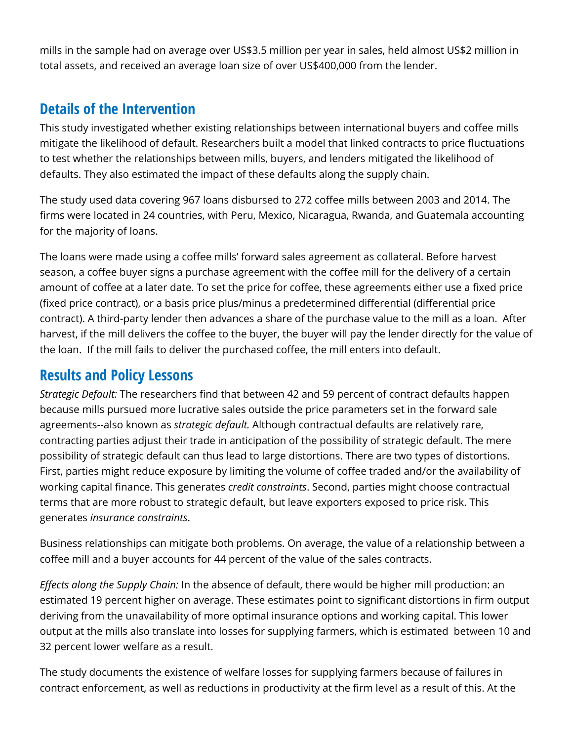mills in the sample had on average over US$3.5 million per year in sales, held almost US$2 million in total assets, and received an average loan size of over US$400,000 from the lender.

## Details of the Intervention

This study investigated whether existing relationships between international buyers and coffee mills mitigate the likelihood of default. Researchers built a model that linked contracts to price fluctuations to test whether the relationships between mills, buyers, and lenders mitigated the likelihood of defaults. They also estimated the impact of these defaults along the supply chain.

The study used data covering 967 loans disbursed to 272 coffee mills between 2003 and 2014. The firms were located in 24 countries, with Peru, Mexico, Nicaragua, Rwanda, and Guatemala accounting for the majority of loans.

The loans were made using a coffee mills' forward sales agreement as collateral. Before harvest season, a coffee buyer signs a purchase agreement with the coffee mill for the delivery of a certain amount of coffee at a later date. To set the price for coffee, these agreements either use a fixed price (fixed price contract), or a basis price plus/minus a predetermined differential (differential price contract). A third-party lender then advances a share of the purchase value to the mill as a loan. After harvest, if the mill delivers the coffee to the buyer, the buyer will pay the lender directly for the value of the loan. If the mill fails to deliver the purchased coffee, the mill enters into default.

## Results and Policy Lessons

*Strategic Default:* The researchers find that between 42 and 59 percent of contract defaults happen because mills pursued more lucrative sales outside the price parameters set in the forward sale agreements--also known as *strategic default.* Although contractual defaults are relatively rare, contracting parties adjust their trade in anticipation of the possibility of strategic default. The mere possibility of strategic default can thus lead to large distortions. There are two types of distortions. First, parties might reduce exposure by limiting the volume of coffee traded and/or the availability of working capital finance. This generates *credit constraints*. Second, parties might choose contractual terms that are more robust to strategic default, but leave exporters exposed to price risk. This generates *insurance constraints*.

Business relationships can mitigate both problems. On average, the value of a relationship between a coffee mill and a buyer accounts for 44 percent of the value of the sales contracts.

*Effects along the Supply Chain:* In the absence of default, there would be higher mill production: an estimated 19 percent higher on average. These estimates point to significant distortions in firm output deriving from the unavailability of more optimal insurance options and working capital. This lower output at the mills also translate into losses for supplying farmers, which is estimated between 10 and 32 percent lower welfare as a result.

The study documents the existence of welfare losses for supplying farmers because of failures in contract enforcement, as well as reductions in productivity at the firm level as a result of this. At the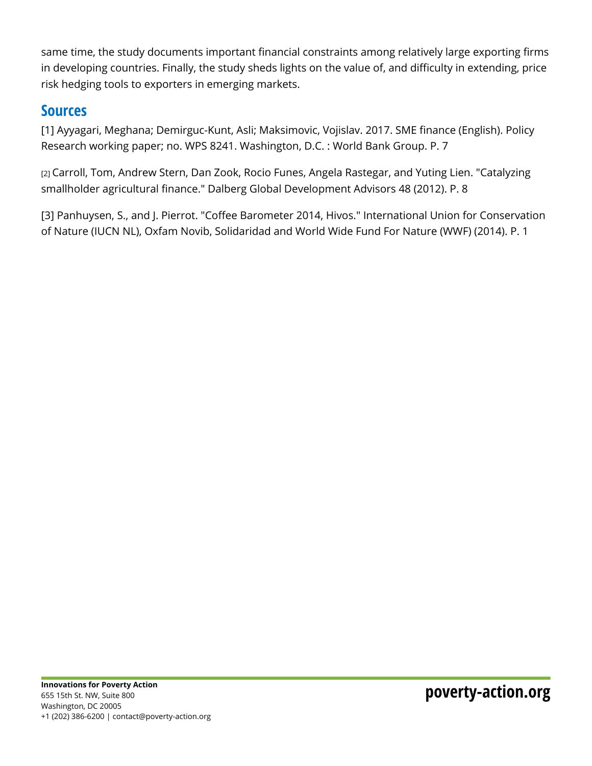same time, the study documents important financial constraints among relatively large exporting firms in developing countries. Finally, the study sheds lights on the value of, and difficulty in extending, price risk hedging tools to exporters in emerging markets.

## Sources

[1] Ayyagari, Meghana; Demirguc-Kunt, Asli; Maksimovic, Vojislav. 2017. SME finance (English). Policy Research working paper; no. WPS 8241. Washington, D.C. : World Bank Group. P. 7

[2] Carroll, Tom, Andrew Stern, Dan Zook, Rocio Funes, Angela Rastegar, and Yuting Lien. "Catalyzing smallholder agricultural finance." Dalberg Global Development Advisors 48 (2012). P. 8

[3] Panhuysen, S., and J. Pierrot. "Coffee Barometer 2014, Hivos." International Union for Conservation of Nature (IUCN NL), Oxfam Novib, Solidaridad and World Wide Fund For Nature (WWF) (2014). P. 1

**Innovations for Poverty Action**
655 15th St. NW, Suite 800
Washington, DC 20005
+1 (202) 386-6200 | contact@poverty-action.org

**poverty-action.org**